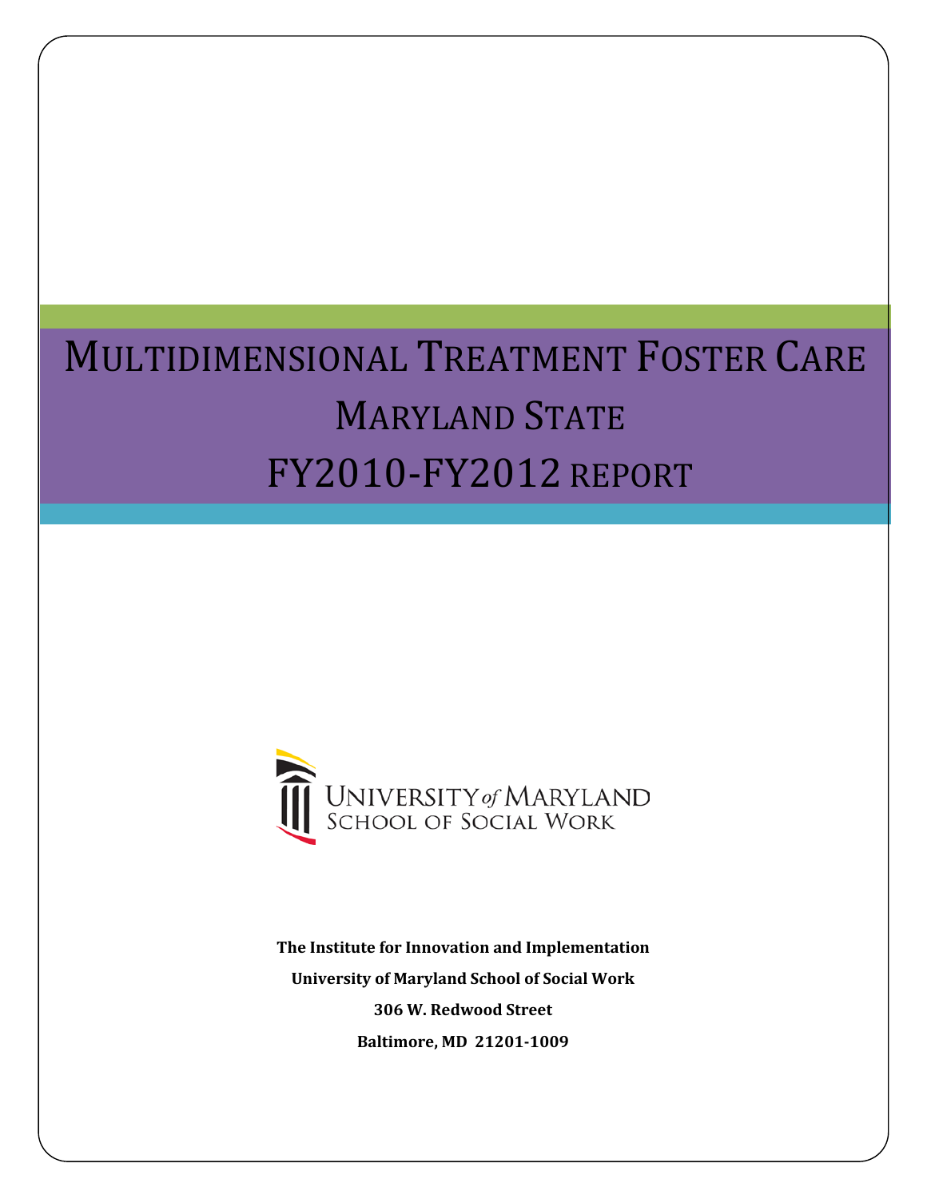# Multidimensional Treatment Foster Care
## Maryland State
## FY2010-FY2012 Report

University of Maryland School of Social Work

**The Institute for Innovation and Implementation**

**University of Maryland School of Social Work**

**306 W. Redwood Street**

**Baltimore, MD 21201-1009**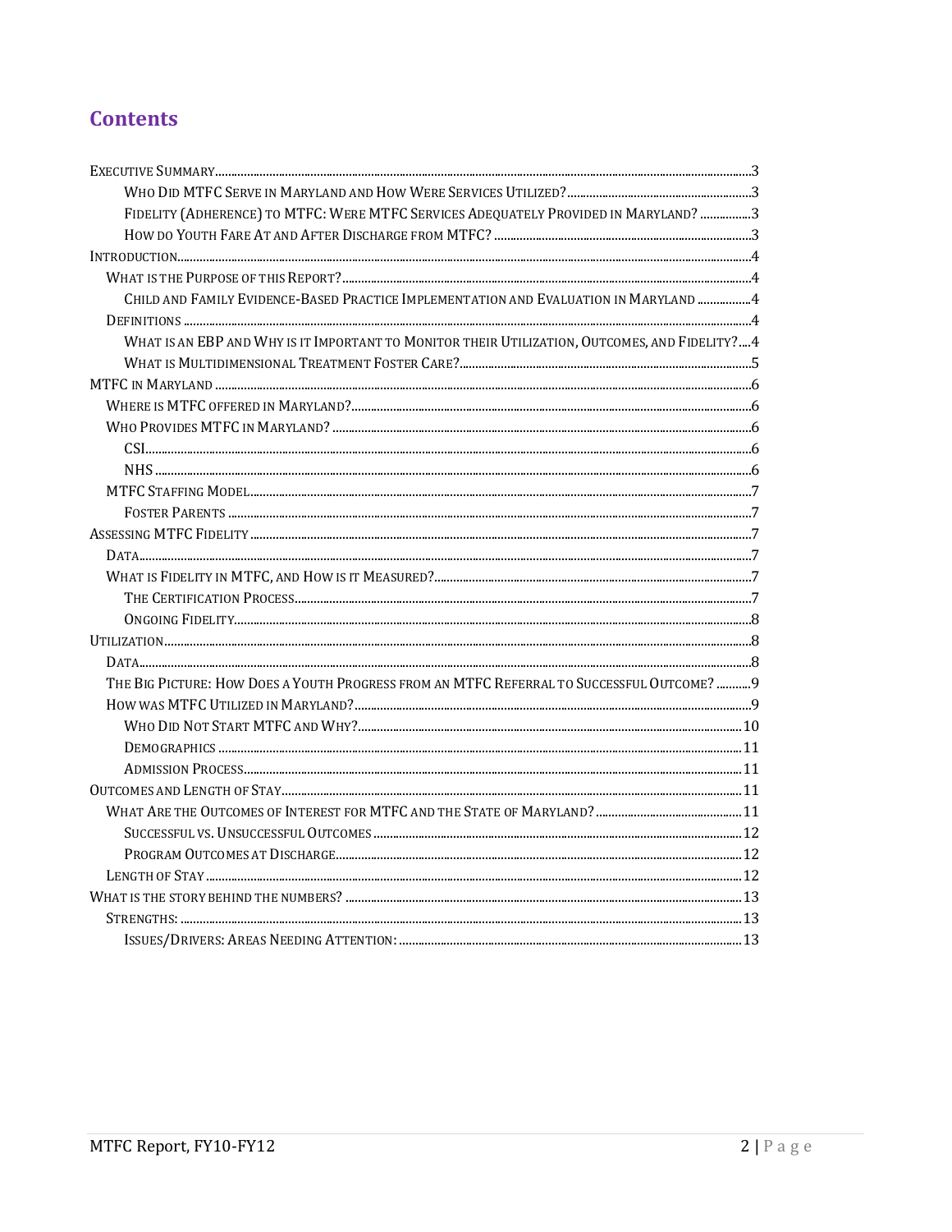# Contents

Executive Summary .......... 3

- Who Did MTFC Serve in Maryland and How Were Services Utilized? .......... 3
- Fidelity (Adherence) to MTFC: Were MTFC Services Adequately Provided in Maryland? .......... 3
- How do Youth Fare At and After Discharge from MTFC? .......... 3

Introduction .......... 4

- What is the Purpose of this Report? .......... 4
  - Child and Family Evidence-Based Practice Implementation and Evaluation in Maryland .......... 4
- Definitions .......... 4
  - What is an EBP and Why is it Important to Monitor their Utilization, Outcomes, and Fidelity? .......... 4
  - What is Multidimensional Treatment Foster Care? .......... 5

MTFC in Maryland .......... 6

- Where is MTFC offered in Maryland? .......... 6
- Who Provides MTFC in Maryland? .......... 6
  - CSI .......... 6
  - NHS .......... 6
- MTFC Staffing Model .......... 7
  - Foster Parents .......... 7

Assessing MTFC Fidelity .......... 7

- Data .......... 7
- What is Fidelity in MTFC, and How is it Measured? .......... 7
  - The Certification Process .......... 7
  - Ongoing Fidelity .......... 8

Utilization .......... 8

- Data .......... 8
- The Big Picture: How Does a Youth Progress from an MTFC Referral to Successful Outcome? .......... 9
- How was MTFC Utilized in Maryland? .......... 9
  - Who Did Not Start MTFC and Why? .......... 10
  - Demographics .......... 11
  - Admission Process .......... 11

Outcomes and Length of Stay .......... 11

- What Are the Outcomes of Interest for MTFC and the State of Maryland? .......... 11
  - Successful vs. Unsuccessful Outcomes .......... 12
  - Program Outcomes at Discharge .......... 12
- Length of Stay .......... 12

What is the story behind the numbers? .......... 13

- Strengths: .......... 13
  - Issues/Drivers: Areas Needing Attention: .......... 13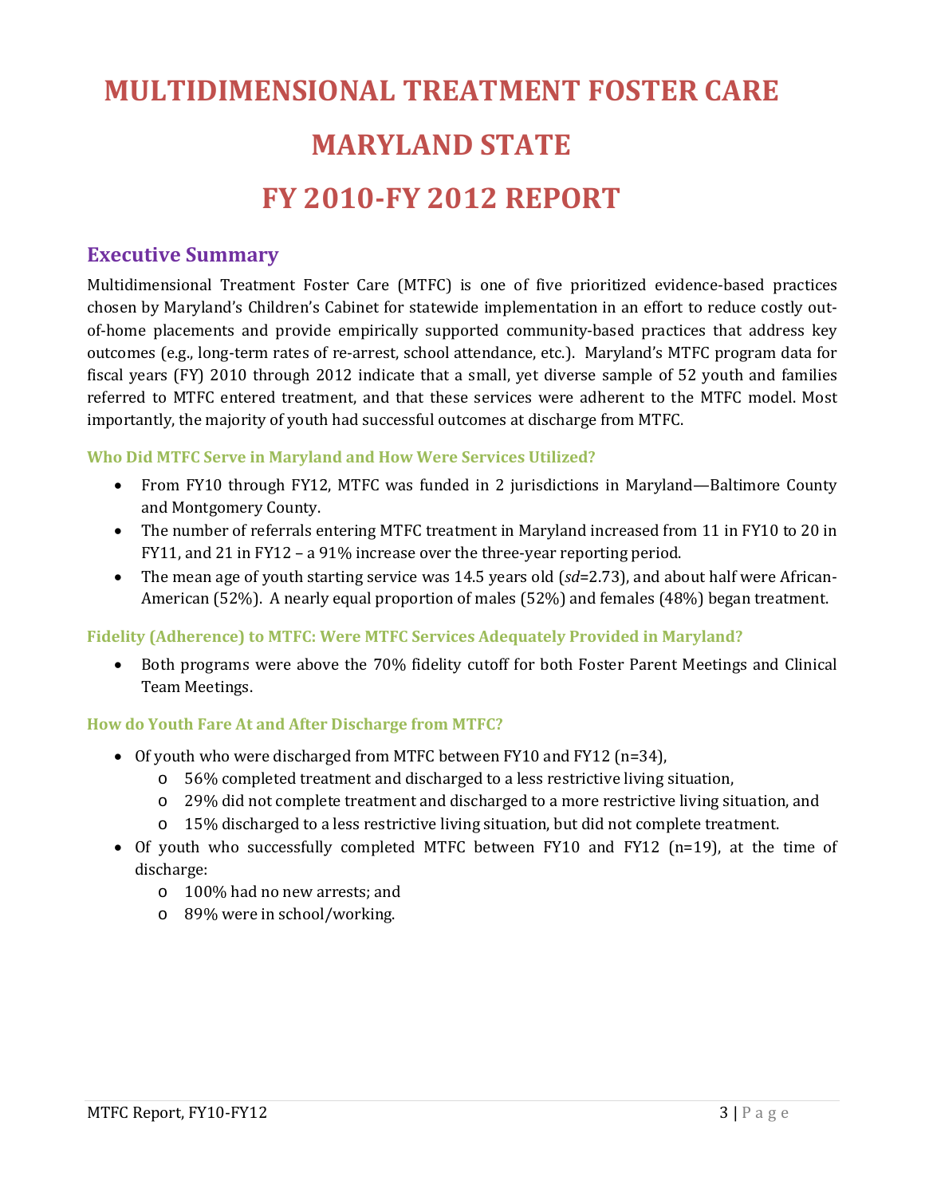# MULTIDIMENSIONAL TREATMENT FOSTER CARE

# MARYLAND STATE

# FY 2010-FY 2012 REPORT

## Executive Summary

Multidimensional Treatment Foster Care (MTFC) is one of five prioritized evidence-based practices chosen by Maryland's Children's Cabinet for statewide implementation in an effort to reduce costly out-of-home placements and provide empirically supported community-based practices that address key outcomes (e.g., long-term rates of re-arrest, school attendance, etc.). Maryland's MTFC program data for fiscal years (FY) 2010 through 2012 indicate that a small, yet diverse sample of 52 youth and families referred to MTFC entered treatment, and that these services were adherent to the MTFC model. Most importantly, the majority of youth had successful outcomes at discharge from MTFC.

### Who Did MTFC Serve in Maryland and How Were Services Utilized?

- From FY10 through FY12, MTFC was funded in 2 jurisdictions in Maryland—Baltimore County and Montgomery County.
- The number of referrals entering MTFC treatment in Maryland increased from 11 in FY10 to 20 in FY11, and 21 in FY12 – a 91% increase over the three-year reporting period.
- The mean age of youth starting service was 14.5 years old (*sd*=2.73), and about half were African-American (52%). A nearly equal proportion of males (52%) and females (48%) began treatment.

### Fidelity (Adherence) to MTFC: Were MTFC Services Adequately Provided in Maryland?

- Both programs were above the 70% fidelity cutoff for both Foster Parent Meetings and Clinical Team Meetings.

### How do Youth Fare At and After Discharge from MTFC?

- Of youth who were discharged from MTFC between FY10 and FY12 (n=34),
  - 56% completed treatment and discharged to a less restrictive living situation,
  - 29% did not complete treatment and discharged to a more restrictive living situation, and
  - 15% discharged to a less restrictive living situation, but did not complete treatment.
- Of youth who successfully completed MTFC between FY10 and FY12 (n=19), at the time of discharge:
  - 100% had no new arrests; and
  - 89% were in school/working.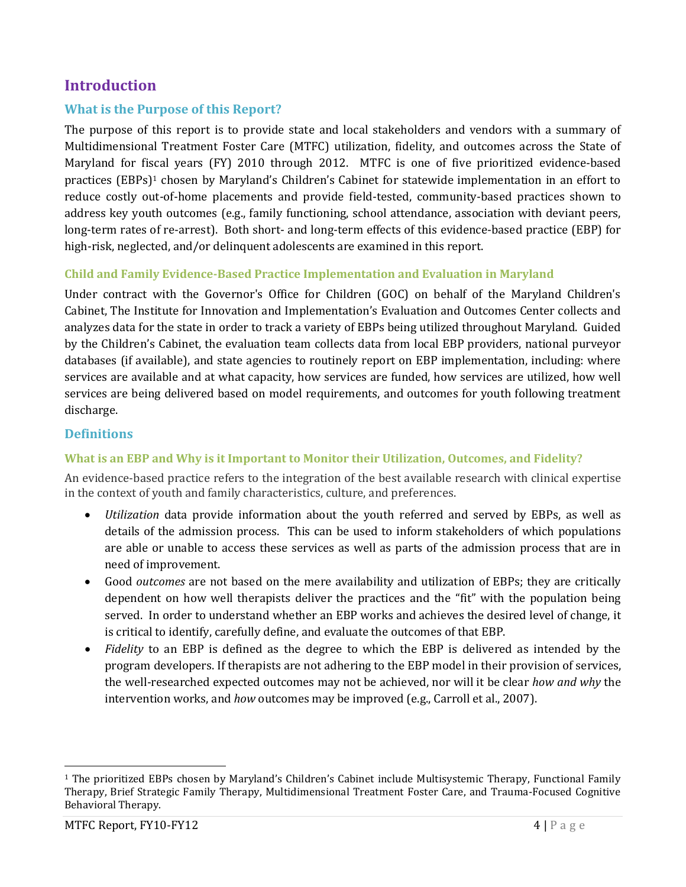# Introduction

## What is the Purpose of this Report?

The purpose of this report is to provide state and local stakeholders and vendors with a summary of Multidimensional Treatment Foster Care (MTFC) utilization, fidelity, and outcomes across the State of Maryland for fiscal years (FY) 2010 through 2012. MTFC is one of five prioritized evidence-based practices (EBPs)[1] chosen by Maryland's Children's Cabinet for statewide implementation in an effort to reduce costly out-of-home placements and provide field-tested, community-based practices shown to address key youth outcomes (e.g., family functioning, school attendance, association with deviant peers, long-term rates of re-arrest). Both short- and long-term effects of this evidence-based practice (EBP) for high-risk, neglected, and/or delinquent adolescents are examined in this report.

### Child and Family Evidence-Based Practice Implementation and Evaluation in Maryland

Under contract with the Governor's Office for Children (GOC) on behalf of the Maryland Children's Cabinet, The Institute for Innovation and Implementation's Evaluation and Outcomes Center collects and analyzes data for the state in order to track a variety of EBPs being utilized throughout Maryland. Guided by the Children's Cabinet, the evaluation team collects data from local EBP providers, national purveyor databases (if available), and state agencies to routinely report on EBP implementation, including: where services are available and at what capacity, how services are funded, how services are utilized, how well services are being delivered based on model requirements, and outcomes for youth following treatment discharge.

## Definitions

### What is an EBP and Why is it Important to Monitor their Utilization, Outcomes, and Fidelity?

An evidence-based practice refers to the integration of the best available research with clinical expertise in the context of youth and family characteristics, culture, and preferences.

- *Utilization* data provide information about the youth referred and served by EBPs, as well as details of the admission process. This can be used to inform stakeholders of which populations are able or unable to access these services as well as parts of the admission process that are in need of improvement.
- Good *outcomes* are not based on the mere availability and utilization of EBPs; they are critically dependent on how well therapists deliver the practices and the "fit" with the population being served. In order to understand whether an EBP works and achieves the desired level of change, it is critical to identify, carefully define, and evaluate the outcomes of that EBP.
- *Fidelity* to an EBP is defined as the degree to which the EBP is delivered as intended by the program developers. If therapists are not adhering to the EBP model in their provision of services, the well-researched expected outcomes may not be achieved, nor will it be clear *how and why* the intervention works, and *how* outcomes may be improved (e.g., Carroll et al., 2007).

---

[1] The prioritized EBPs chosen by Maryland's Children's Cabinet include Multisystemic Therapy, Functional Family Therapy, Brief Strategic Family Therapy, Multidimensional Treatment Foster Care, and Trauma-Focused Cognitive Behavioral Therapy.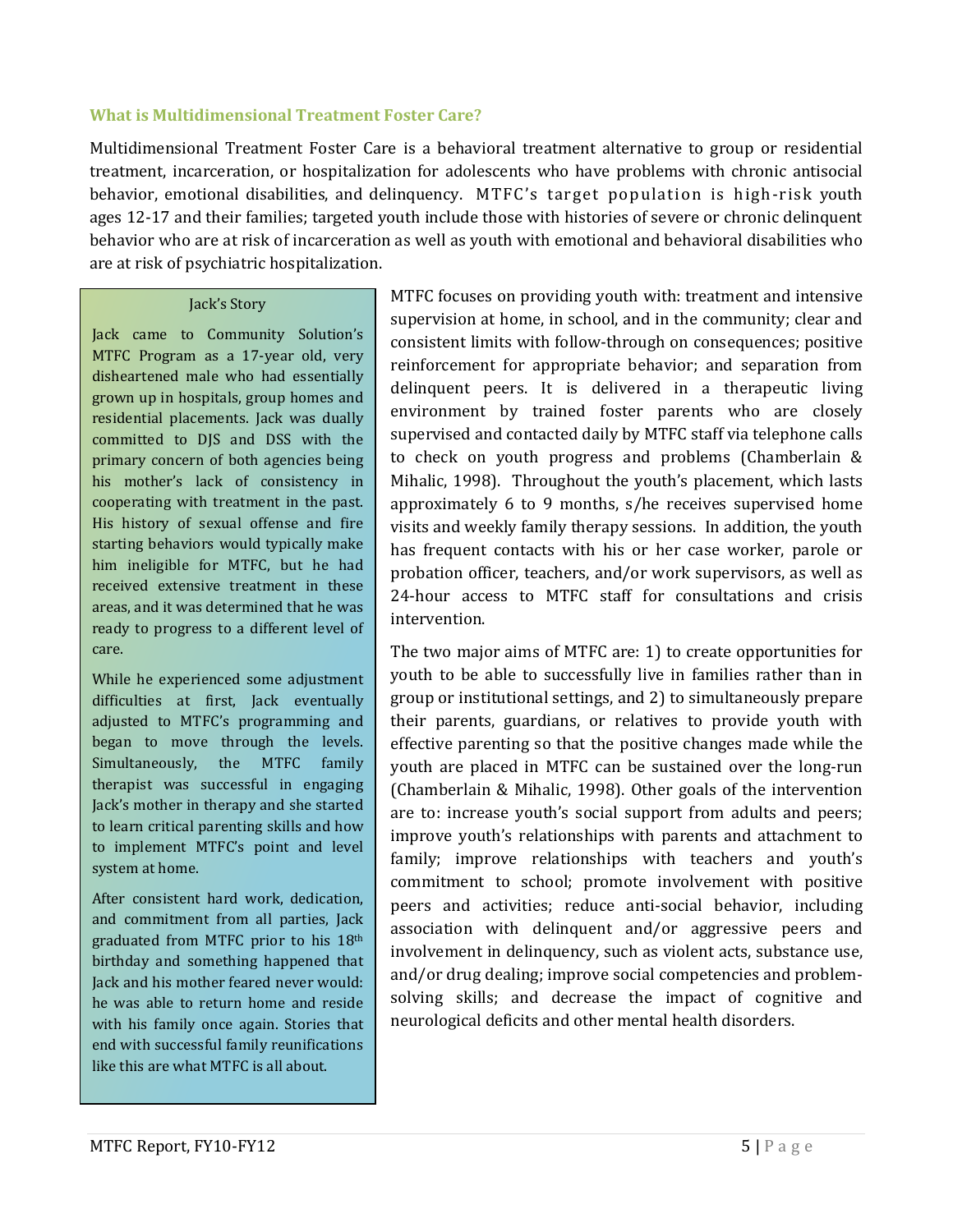## What is Multidimensional Treatment Foster Care?

Multidimensional Treatment Foster Care is a behavioral treatment alternative to group or residential treatment, incarceration, or hospitalization for adolescents who have problems with chronic antisocial behavior, emotional disabilities, and delinquency. MTFC's target population is high-risk youth ages 12-17 and their families; targeted youth include those with histories of severe or chronic delinquent behavior who are at risk of incarceration as well as youth with emotional and behavioral disabilities who are at risk of psychiatric hospitalization.

MTFC focuses on providing youth with: treatment and intensive supervision at home, in school, and in the community; clear and consistent limits with follow-through on consequences; positive reinforcement for appropriate behavior; and separation from delinquent peers. It is delivered in a therapeutic living environment by trained foster parents who are closely supervised and contacted daily by MTFC staff via telephone calls to check on youth progress and problems (Chamberlain & Mihalic, 1998). Throughout the youth's placement, which lasts approximately 6 to 9 months, s/he receives supervised home visits and weekly family therapy sessions. In addition, the youth has frequent contacts with his or her case worker, parole or probation officer, teachers, and/or work supervisors, as well as 24-hour access to MTFC staff for consultations and crisis intervention.

The two major aims of MTFC are: 1) to create opportunities for youth to be able to successfully live in families rather than in group or institutional settings, and 2) to simultaneously prepare their parents, guardians, or relatives to provide youth with effective parenting so that the positive changes made while the youth are placed in MTFC can be sustained over the long-run (Chamberlain & Mihalic, 1998). Other goals of the intervention are to: increase youth's social support from adults and peers; improve youth's relationships with parents and attachment to family; improve relationships with teachers and youth's commitment to school; promote involvement with positive peers and activities; reduce anti-social behavior, including association with delinquent and/or aggressive peers and involvement in delinquency, such as violent acts, substance use, and/or drug dealing; improve social competencies and problem-solving skills; and decrease the impact of cognitive and neurological deficits and other mental health disorders.

### Jack's Story

Jack came to Community Solution's MTFC Program as a 17-year old, very disheartened male who had essentially grown up in hospitals, group homes and residential placements. Jack was dually committed to DJS and DSS with the primary concern of both agencies being his mother's lack of consistency in cooperating with treatment in the past. His history of sexual offense and fire starting behaviors would typically make him ineligible for MTFC, but he had received extensive treatment in these areas, and it was determined that he was ready to progress to a different level of care.

While he experienced some adjustment difficulties at first, Jack eventually adjusted to MTFC's programming and began to move through the levels. Simultaneously, the MTFC family therapist was successful in engaging Jack's mother in therapy and she started to learn critical parenting skills and how to implement MTFC's point and level system at home.

After consistent hard work, dedication, and commitment from all parties, Jack graduated from MTFC prior to his 18th birthday and something happened that Jack and his mother feared never would: he was able to return home and reside with his family once again. Stories that end with successful family reunifications like this are what MTFC is all about.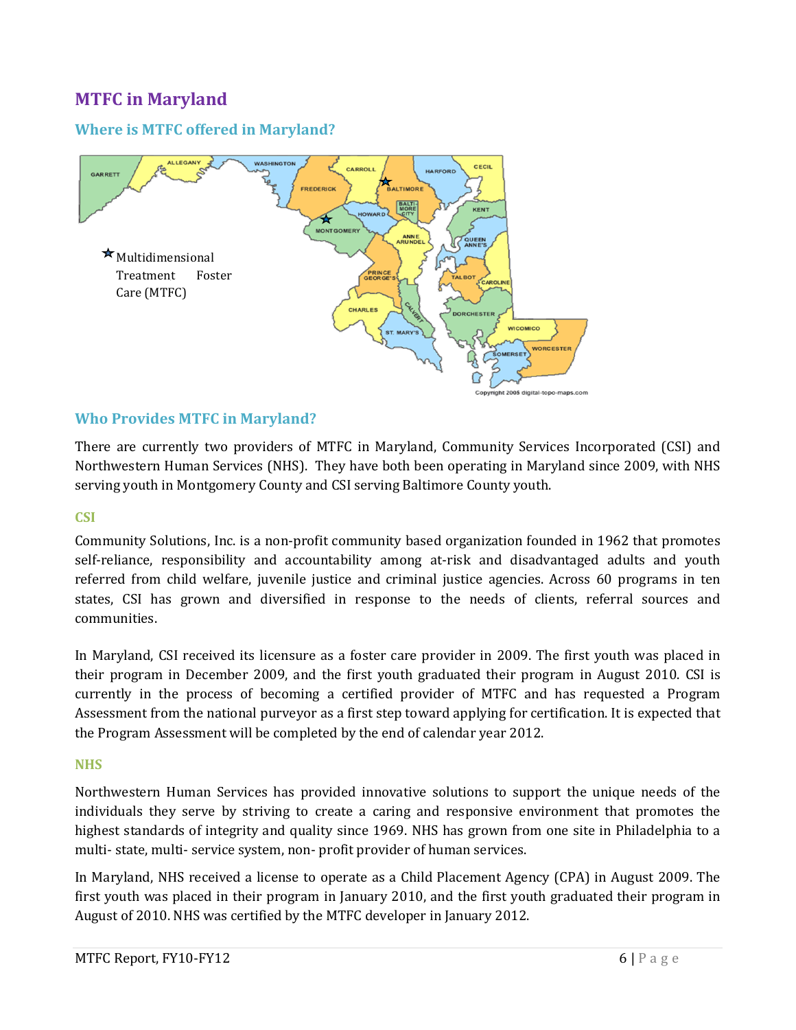# MTFC in Maryland

## Where is MTFC offered in Maryland?

★ Multidimensional Treatment Foster Care (MTFC)

## Who Provides MTFC in Maryland?

There are currently two providers of MTFC in Maryland, Community Services Incorporated (CSI) and Northwestern Human Services (NHS). They have both been operating in Maryland since 2009, with NHS serving youth in Montgomery County and CSI serving Baltimore County youth.

### CSI

Community Solutions, Inc. is a non-profit community based organization founded in 1962 that promotes self-reliance, responsibility and accountability among at-risk and disadvantaged adults and youth referred from child welfare, juvenile justice and criminal justice agencies. Across 60 programs in ten states, CSI has grown and diversified in response to the needs of clients, referral sources and communities.

In Maryland, CSI received its licensure as a foster care provider in 2009. The first youth was placed in their program in December 2009, and the first youth graduated their program in August 2010. CSI is currently in the process of becoming a certified provider of MTFC and has requested a Program Assessment from the national purveyor as a first step toward applying for certification. It is expected that the Program Assessment will be completed by the end of calendar year 2012.

### NHS

Northwestern Human Services has provided innovative solutions to support the unique needs of the individuals they serve by striving to create a caring and responsive environment that promotes the highest standards of integrity and quality since 1969. NHS has grown from one site in Philadelphia to a multi- state, multi- service system, non- profit provider of human services.

In Maryland, NHS received a license to operate as a Child Placement Agency (CPA) in August 2009. The first youth was placed in their program in January 2010, and the first youth graduated their program in August of 2010. NHS was certified by the MTFC developer in January 2012.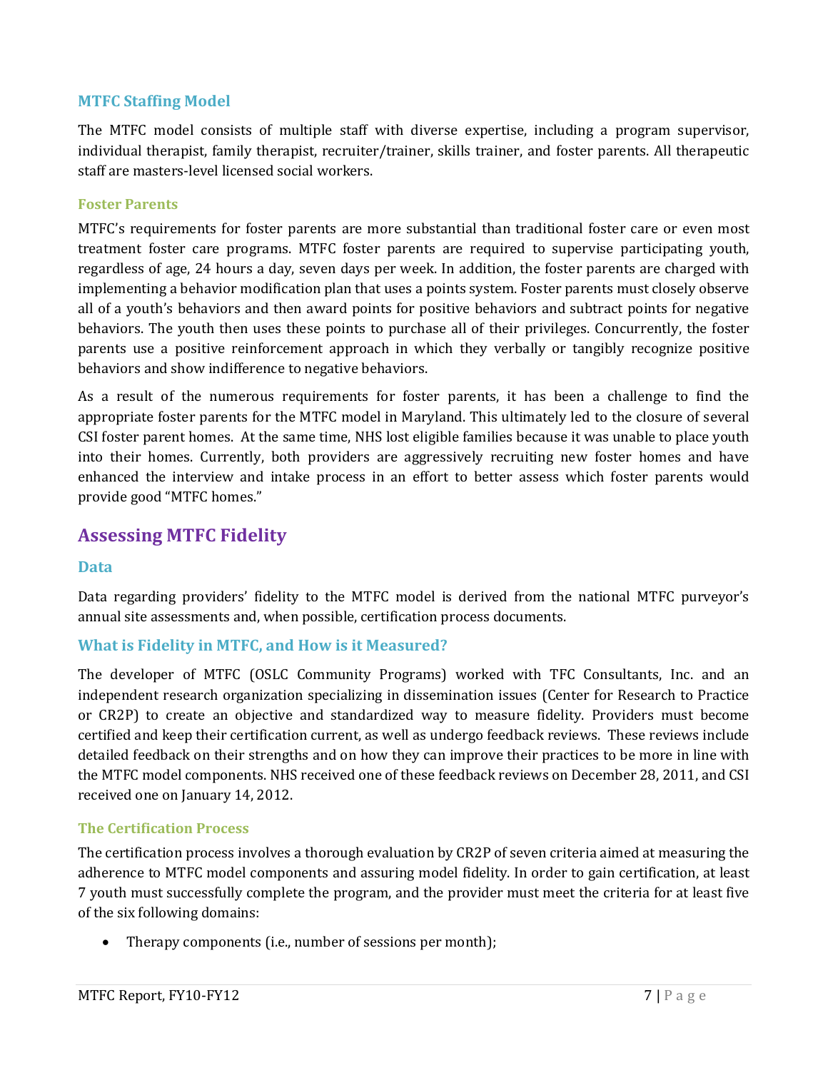### MTFC Staffing Model

The MTFC model consists of multiple staff with diverse expertise, including a program supervisor, individual therapist, family therapist, recruiter/trainer, skills trainer, and foster parents. All therapeutic staff are masters-level licensed social workers.

#### Foster Parents

MTFC's requirements for foster parents are more substantial than traditional foster care or even most treatment foster care programs. MTFC foster parents are required to supervise participating youth, regardless of age, 24 hours a day, seven days per week. In addition, the foster parents are charged with implementing a behavior modification plan that uses a points system. Foster parents must closely observe all of a youth's behaviors and then award points for positive behaviors and subtract points for negative behaviors. The youth then uses these points to purchase all of their privileges. Concurrently, the foster parents use a positive reinforcement approach in which they verbally or tangibly recognize positive behaviors and show indifference to negative behaviors.

As a result of the numerous requirements for foster parents, it has been a challenge to find the appropriate foster parents for the MTFC model in Maryland. This ultimately led to the closure of several CSI foster parent homes. At the same time, NHS lost eligible families because it was unable to place youth into their homes. Currently, both providers are aggressively recruiting new foster homes and have enhanced the interview and intake process in an effort to better assess which foster parents would provide good "MTFC homes."

## Assessing MTFC Fidelity

### Data

Data regarding providers' fidelity to the MTFC model is derived from the national MTFC purveyor's annual site assessments and, when possible, certification process documents.

### What is Fidelity in MTFC, and How is it Measured?

The developer of MTFC (OSLC Community Programs) worked with TFC Consultants, Inc. and an independent research organization specializing in dissemination issues (Center for Research to Practice or CR2P) to create an objective and standardized way to measure fidelity. Providers must become certified and keep their certification current, as well as undergo feedback reviews. These reviews include detailed feedback on their strengths and on how they can improve their practices to be more in line with the MTFC model components. NHS received one of these feedback reviews on December 28, 2011, and CSI received one on January 14, 2012.

#### The Certification Process

The certification process involves a thorough evaluation by CR2P of seven criteria aimed at measuring the adherence to MTFC model components and assuring model fidelity. In order to gain certification, at least 7 youth must successfully complete the program, and the provider must meet the criteria for at least five of the six following domains:

- Therapy components (i.e., number of sessions per month);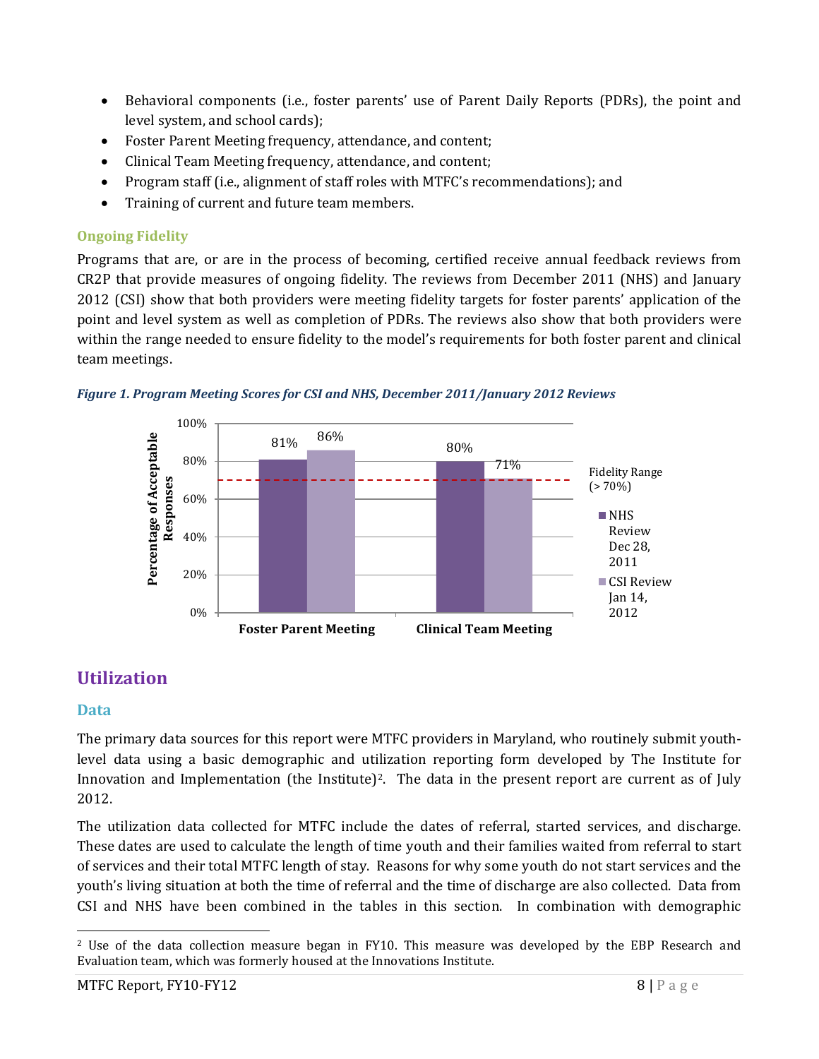- Behavioral components (i.e., foster parents' use of Parent Daily Reports (PDRs), the point and level system, and school cards);
- Foster Parent Meeting frequency, attendance, and content;
- Clinical Team Meeting frequency, attendance, and content;
- Program staff (i.e., alignment of staff roles with MTFC's recommendations); and
- Training of current and future team members.

### Ongoing Fidelity

Programs that are, or are in the process of becoming, certified receive annual feedback reviews from CR2P that provide measures of ongoing fidelity. The reviews from December 2011 (NHS) and January 2012 (CSI) show that both providers were meeting fidelity targets for foster parents' application of the point and level system as well as completion of PDRs. The reviews also show that both providers were within the range needed to ensure fidelity to the model's requirements for both foster parent and clinical team meetings.

***Figure 1. Program Meeting Scores for CSI and NHS, December 2011/January 2012 Reviews***

| Percentage of Acceptable Responses | NHS Review Dec 28, 2011 | CSI Review Jan 14, 2012 |
|---|---|---|
| Foster Parent Meeting | 81% | 86% |
| Clinical Team Meeting | 80% | 71% |

Fidelity Range (> 70%)

## Utilization

### Data

The primary data sources for this report were MTFC providers in Maryland, who routinely submit youth-level data using a basic demographic and utilization reporting form developed by The Institute for Innovation and Implementation (the Institute)[2]. The data in the present report are current as of July 2012.

The utilization data collected for MTFC include the dates of referral, started services, and discharge. These dates are used to calculate the length of time youth and their families waited from referral to start of services and their total MTFC length of stay. Reasons for why some youth do not start services and the youth's living situation at both the time of referral and the time of discharge are also collected. Data from CSI and NHS have been combined in the tables in this section. In combination with demographic

[2] Use of the data collection measure began in FY10. This measure was developed by the EBP Research and Evaluation team, which was formerly housed at the Innovations Institute.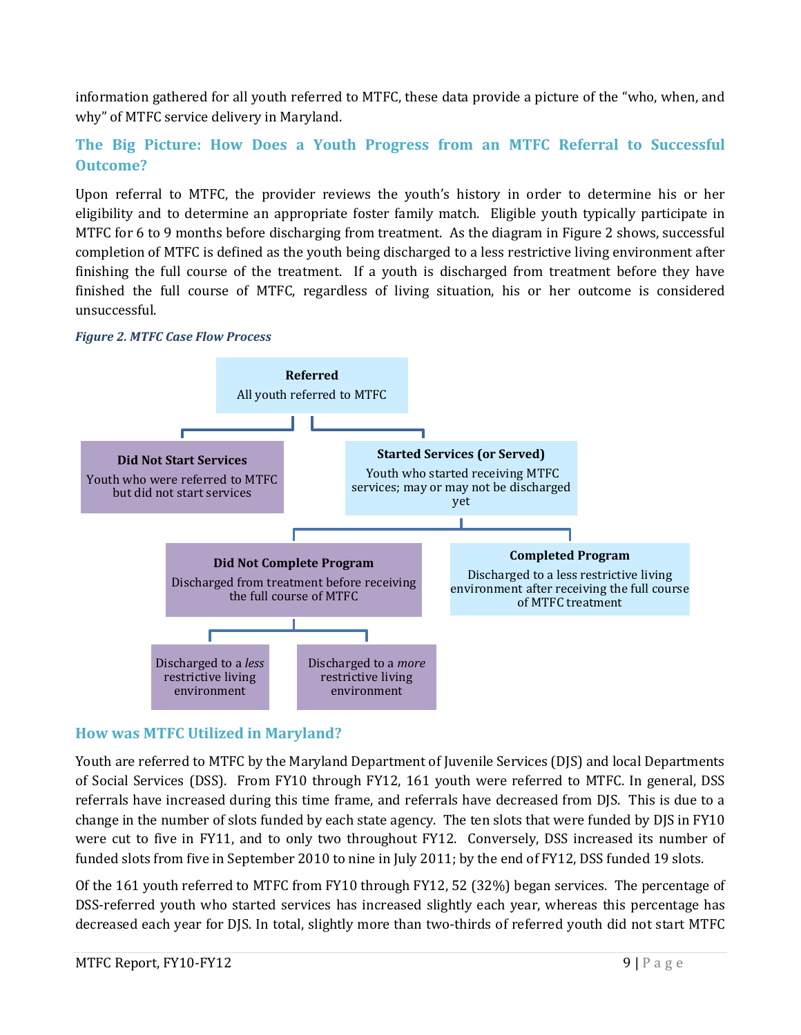information gathered for all youth referred to MTFC, these data provide a picture of the "who, when, and why" of MTFC service delivery in Maryland.

## The Big Picture: How Does a Youth Progress from an MTFC Referral to Successful Outcome?

Upon referral to MTFC, the provider reviews the youth's history in order to determine his or her eligibility and to determine an appropriate foster family match. Eligible youth typically participate in MTFC for 6 to 9 months before discharging from treatment. As the diagram in Figure 2 shows, successful completion of MTFC is defined as the youth being discharged to a less restrictive living environment after finishing the full course of the treatment. If a youth is discharged from treatment before they have finished the full course of MTFC, regardless of living situation, his or her outcome is considered unsuccessful.

***Figure 2. MTFC Case Flow Process***

**Referred**
All youth referred to MTFC

- **Did Not Start Services**
  Youth who were referred to MTFC but did not start services
- **Started Services (or Served)**
  Youth who started receiving MTFC services; may or may not be discharged yet
  - **Did Not Complete Program**
    Discharged from treatment before receiving the full course of MTFC
    - Discharged to a *less* restrictive living environment
    - Discharged to a *more* restrictive living environment
  - **Completed Program**
    Discharged to a less restrictive living environment after receiving the full course of MTFC treatment

## How was MTFC Utilized in Maryland?

Youth are referred to MTFC by the Maryland Department of Juvenile Services (DJS) and local Departments of Social Services (DSS). From FY10 through FY12, 161 youth were referred to MTFC. In general, DSS referrals have increased during this time frame, and referrals have decreased from DJS. This is due to a change in the number of slots funded by each state agency. The ten slots that were funded by DJS in FY10 were cut to five in FY11, and to only two throughout FY12. Conversely, DSS increased its number of funded slots from five in September 2010 to nine in July 2011; by the end of FY12, DSS funded 19 slots.

Of the 161 youth referred to MTFC from FY10 through FY12, 52 (32%) began services. The percentage of DSS-referred youth who started services has increased slightly each year, whereas this percentage has decreased each year for DJS. In total, slightly more than two-thirds of referred youth did not start MTFC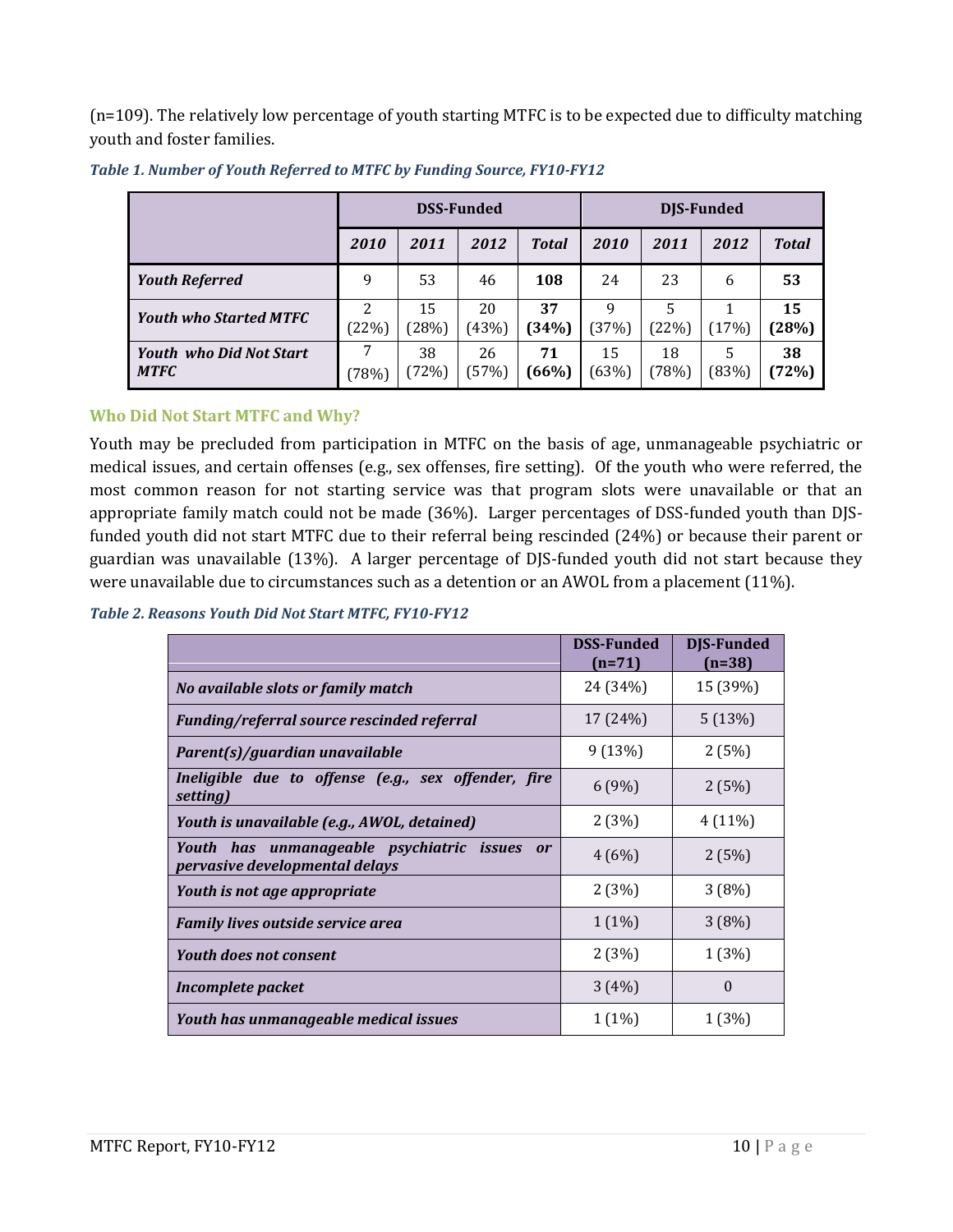(n=109). The relatively low percentage of youth starting MTFC is to be expected due to difficulty matching youth and foster families.

*Table 1. Number of Youth Referred to MTFC by Funding Source, FY10-FY12*

| | DSS-Funded | | | | DJS-Funded | | | |
|---|---|---|---|---|---|---|---|---|
| | *2010* | *2011* | *2012* | *Total* | *2010* | *2011* | *2012* | *Total* |
| ***Youth Referred*** | 9 | 53 | 46 | **108** | 24 | 23 | 6 | **53** |
| ***Youth who Started MTFC*** | 2 (22%) | 15 (28%) | 20 (43%) | **37 (34%)** | 9 (37%) | 5 (22%) | 1 (17%) | **15 (28%)** |
| ***Youth who Did Not Start MTFC*** | 7 (78%) | 38 (72%) | 26 (57%) | **71 (66%)** | 15 (63%) | 18 (78%) | 5 (83%) | **38 (72%)** |

### Who Did Not Start MTFC and Why?

Youth may be precluded from participation in MTFC on the basis of age, unmanageable psychiatric or medical issues, and certain offenses (e.g., sex offenses, fire setting). Of the youth who were referred, the most common reason for not starting service was that program slots were unavailable or that an appropriate family match could not be made (36%). Larger percentages of DSS-funded youth than DJS-funded youth did not start MTFC due to their referral being rescinded (24%) or because their parent or guardian was unavailable (13%). A larger percentage of DJS-funded youth did not start because they were unavailable due to circumstances such as a detention or an AWOL from a placement (11%).

*Table 2. Reasons Youth Did Not Start MTFC, FY10-FY12*

| | DSS-Funded (n=71) | DJS-Funded (n=38) |
|---|---|---|
| ***No available slots or family match*** | 24 (34%) | 15 (39%) |
| ***Funding/referral source rescinded referral*** | 17 (24%) | 5 (13%) |
| ***Parent(s)/guardian unavailable*** | 9 (13%) | 2 (5%) |
| ***Ineligible due to offense (e.g., sex offender, fire setting)*** | 6 (9%) | 2 (5%) |
| ***Youth is unavailable (e.g., AWOL, detained)*** | 2 (3%) | 4 (11%) |
| ***Youth has unmanageable psychiatric issues or pervasive developmental delays*** | 4 (6%) | 2 (5%) |
| ***Youth is not age appropriate*** | 2 (3%) | 3 (8%) |
| ***Family lives outside service area*** | 1 (1%) | 3 (8%) |
| ***Youth does not consent*** | 2 (3%) | 1 (3%) |
| ***Incomplete packet*** | 3 (4%) | 0 |
| ***Youth has unmanageable medical issues*** | 1 (1%) | 1 (3%) |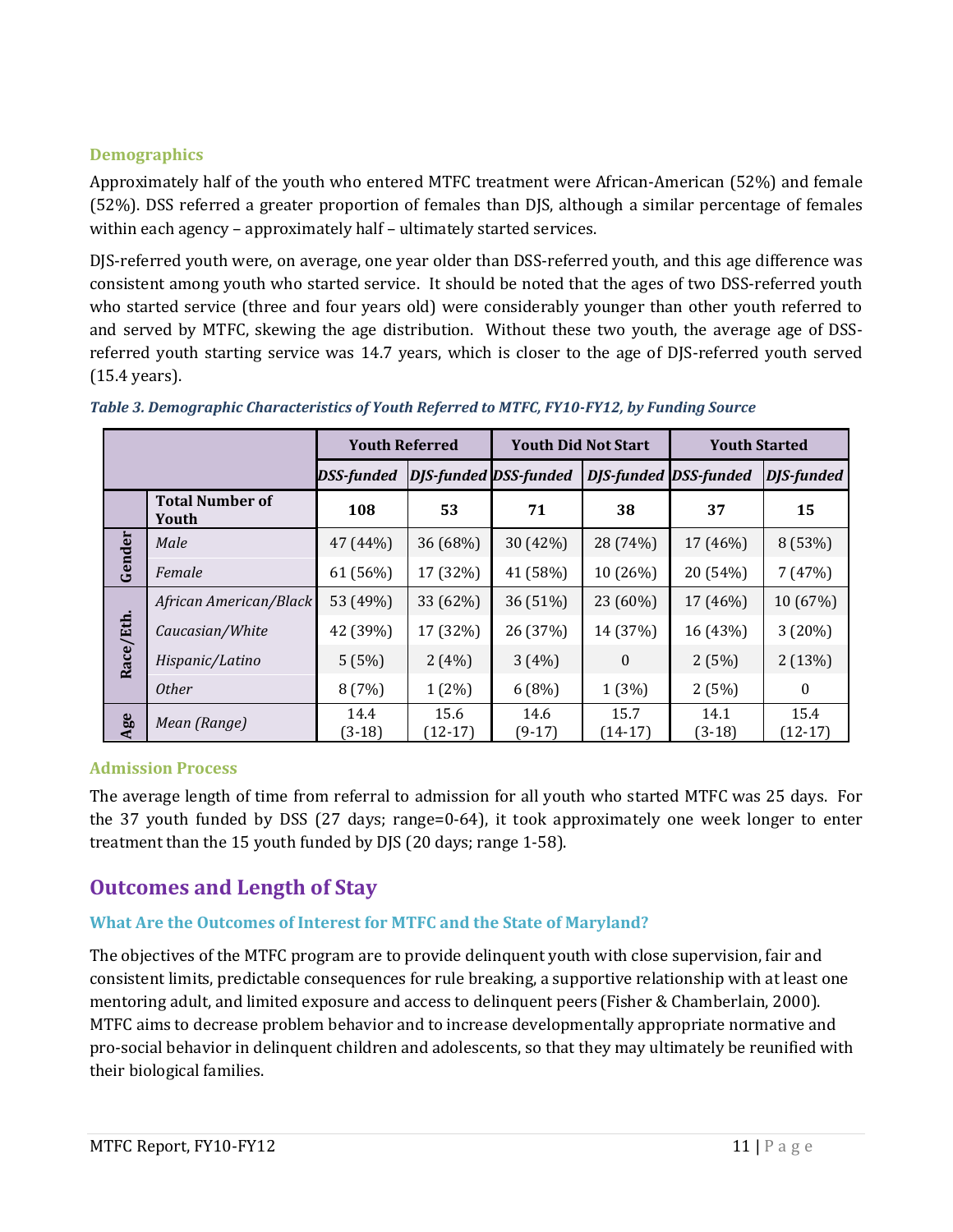### Demographics

Approximately half of the youth who entered MTFC treatment were African-American (52%) and female (52%). DSS referred a greater proportion of females than DJS, although a similar percentage of females within each agency – approximately half – ultimately started services.

DJS-referred youth were, on average, one year older than DSS-referred youth, and this age difference was consistent among youth who started service. It should be noted that the ages of two DSS-referred youth who started service (three and four years old) were considerably younger than other youth referred to and served by MTFC, skewing the age distribution. Without these two youth, the average age of DSS-referred youth starting service was 14.7 years, which is closer to the age of DJS-referred youth served (15.4 years).

*Table 3. Demographic Characteristics of Youth Referred to MTFC, FY10-FY12, by Funding Source*

| | | Youth Referred | | Youth Did Not Start | | Youth Started | |
|---|---|---|---|---|---|---|---|
| | | *DSS-funded* | *DJS-funded* | *DSS-funded* | *DJS-funded* | *DSS-funded* | *DJS-funded* |
| | **Total Number of Youth** | **108** | **53** | **71** | **38** | **37** | **15** |
| **Gender** | *Male* | 47 (44%) | 36 (68%) | 30 (42%) | 28 (74%) | 17 (46%) | 8 (53%) |
| | *Female* | 61 (56%) | 17 (32%) | 41 (58%) | 10 (26%) | 20 (54%) | 7 (47%) |
| **Race/Eth.** | *African American/Black* | 53 (49%) | 33 (62%) | 36 (51%) | 23 (60%) | 17 (46%) | 10 (67%) |
| | *Caucasian/White* | 42 (39%) | 17 (32%) | 26 (37%) | 14 (37%) | 16 (43%) | 3 (20%) |
| | *Hispanic/Latino* | 5 (5%) | 2 (4%) | 3 (4%) | 0 | 2 (5%) | 2 (13%) |
| | *Other* | 8 (7%) | 1 (2%) | 6 (8%) | 1 (3%) | 2 (5%) | 0 |
| **Age** | *Mean (Range)* | 14.4 (3-18) | 15.6 (12-17) | 14.6 (9-17) | 15.7 (14-17) | 14.1 (3-18) | 15.4 (12-17) |

### Admission Process

The average length of time from referral to admission for all youth who started MTFC was 25 days. For the 37 youth funded by DSS (27 days; range=0-64), it took approximately one week longer to enter treatment than the 15 youth funded by DJS (20 days; range 1-58).

## Outcomes and Length of Stay

### What Are the Outcomes of Interest for MTFC and the State of Maryland?

The objectives of the MTFC program are to provide delinquent youth with close supervision, fair and consistent limits, predictable consequences for rule breaking, a supportive relationship with at least one mentoring adult, and limited exposure and access to delinquent peers (Fisher & Chamberlain, 2000). MTFC aims to decrease problem behavior and to increase developmentally appropriate normative and pro-social behavior in delinquent children and adolescents, so that they may ultimately be reunified with their biological families.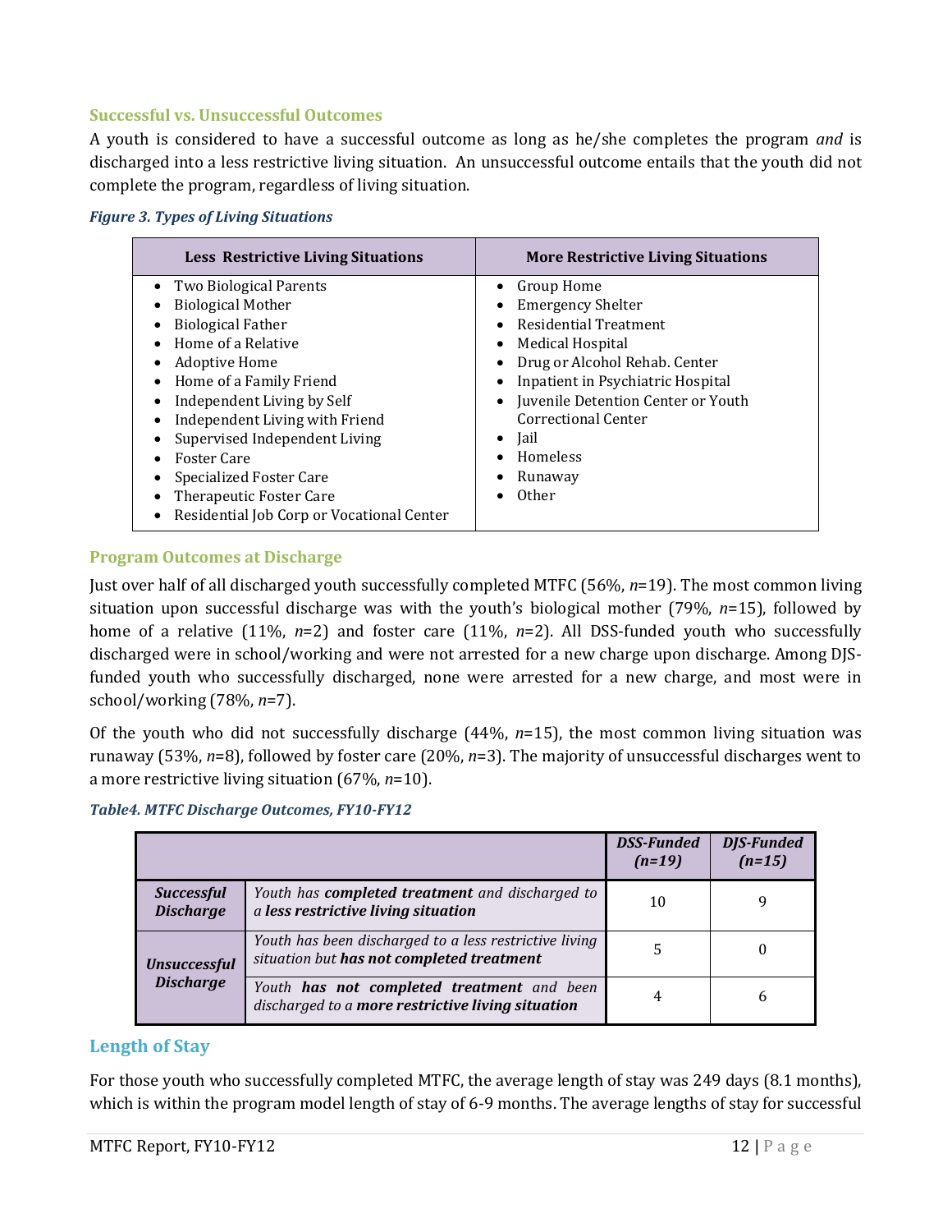### Successful vs. Unsuccessful Outcomes

A youth is considered to have a successful outcome as long as he/she completes the program *and* is discharged into a less restrictive living situation. An unsuccessful outcome entails that the youth did not complete the program, regardless of living situation.

***Figure 3. Types of Living Situations***

| Less Restrictive Living Situations | More Restrictive Living Situations |
|---|---|
| • Two Biological Parents<br>• Biological Mother<br>• Biological Father<br>• Home of a Relative<br>• Adoptive Home<br>• Home of a Family Friend<br>• Independent Living by Self<br>• Independent Living with Friend<br>• Supervised Independent Living<br>• Foster Care<br>• Specialized Foster Care<br>• Therapeutic Foster Care<br>• Residential Job Corp or Vocational Center | • Group Home<br>• Emergency Shelter<br>• Residential Treatment<br>• Medical Hospital<br>• Drug or Alcohol Rehab. Center<br>• Inpatient in Psychiatric Hospital<br>• Juvenile Detention Center or Youth Correctional Center<br>• Jail<br>• Homeless<br>• Runaway<br>• Other |

### Program Outcomes at Discharge

Just over half of all discharged youth successfully completed MTFC (56%, *n*=19). The most common living situation upon successful discharge was with the youth's biological mother (79%, *n*=15), followed by home of a relative (11%, *n*=2) and foster care (11%, *n*=2). All DSS-funded youth who successfully discharged were in school/working and were not arrested for a new charge upon discharge. Among DJS-funded youth who successfully discharged, none were arrested for a new charge, and most were in school/working (78%, *n*=7).

Of the youth who did not successfully discharge (44%, *n*=15), the most common living situation was runaway (53%, *n*=8), followed by foster care (20%, *n*=3). The majority of unsuccessful discharges went to a more restrictive living situation (67%, *n*=10).

***Table4. MTFC Discharge Outcomes, FY10-FY12***

| | | *DSS-Funded (n=19)* | *DJS-Funded (n=15)* |
|---|---|---|---|
| ***Successful Discharge*** | *Youth has **completed treatment** and discharged to a **less restrictive living situation*** | 10 | 9 |
| ***Unsuccessful Discharge*** | *Youth has been discharged to a less restrictive living situation but **has not completed treatment*** | 5 | 0 |
| | *Youth **has not completed treatment** and been discharged to a **more restrictive living situation*** | 4 | 6 |

## Length of Stay

For those youth who successfully completed MTFC, the average length of stay was 249 days (8.1 months), which is within the program model length of stay of 6-9 months. The average lengths of stay for successful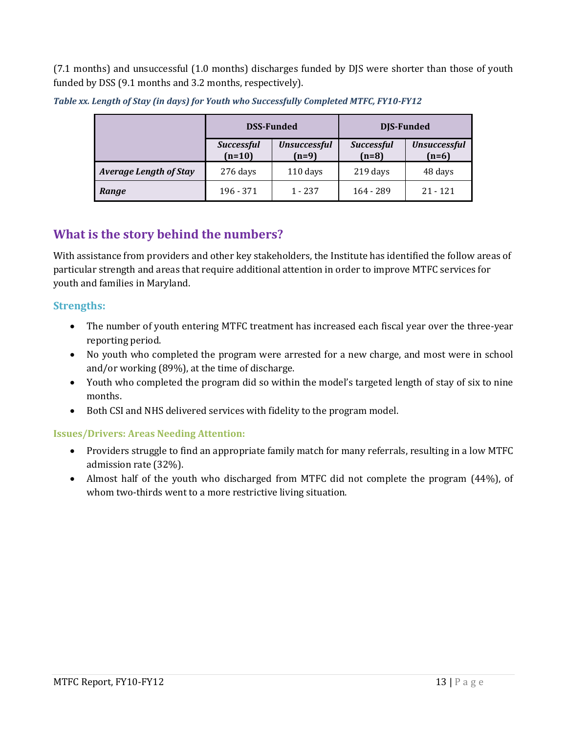(7.1 months) and unsuccessful (1.0 months) discharges funded by DJS were shorter than those of youth funded by DSS (9.1 months and 3.2 months, respectively).

*Table xx. Length of Stay (in days) for Youth who Successfully Completed MTFC, FY10-FY12*

| | DSS-Funded | | DJS-Funded | |
|---|---|---|---|---|
| | ***Successful (n=10)*** | ***Unsuccessful (n=9)*** | ***Successful (n=8)*** | ***Unsuccessful (n=6)*** |
| ***Average Length of Stay*** | 276 days | 110 days | 219 days | 48 days |
| ***Range*** | 196 - 371 | 1 - 237 | 164 - 289 | 21 - 121 |

## What is the story behind the numbers?

With assistance from providers and other key stakeholders, the Institute has identified the follow areas of particular strength and areas that require additional attention in order to improve MTFC services for youth and families in Maryland.

### Strengths:

- The number of youth entering MTFC treatment has increased each fiscal year over the three-year reporting period.
- No youth who completed the program were arrested for a new charge, and most were in school and/or working (89%), at the time of discharge.
- Youth who completed the program did so within the model's targeted length of stay of six to nine months.
- Both CSI and NHS delivered services with fidelity to the program model.

#### Issues/Drivers: Areas Needing Attention:

- Providers struggle to find an appropriate family match for many referrals, resulting in a low MTFC admission rate (32%).
- Almost half of the youth who discharged from MTFC did not complete the program (44%), of whom two-thirds went to a more restrictive living situation.